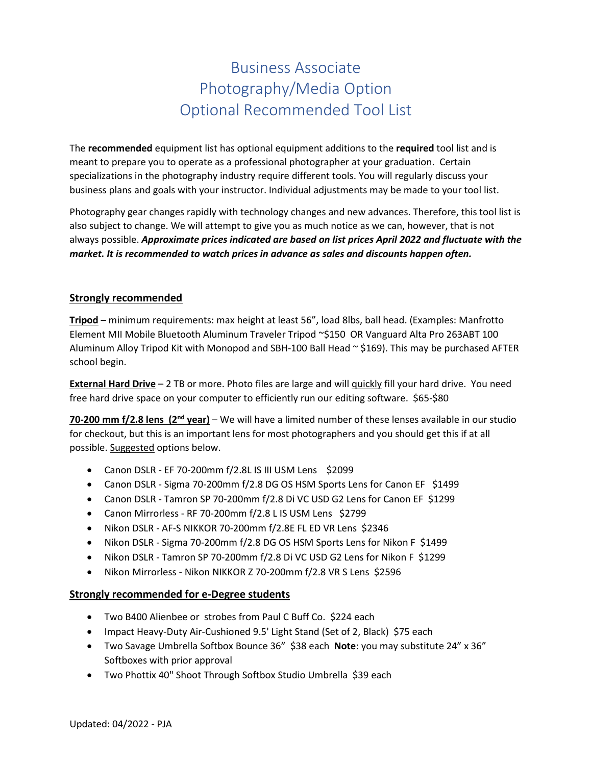# Business Associate
# Photography/Media Option
# Optional Recommended Tool List

The **recommended** equipment list has optional equipment additions to the **required** tool list and is meant to prepare you to operate as a professional photographer at your graduation. Certain specializations in the photography industry require different tools. You will regularly discuss your business plans and goals with your instructor. Individual adjustments may be made to your tool list.

Photography gear changes rapidly with technology changes and new advances. Therefore, this tool list is also subject to change. We will attempt to give you as much notice as we can, however, that is not always possible. ***Approximate prices indicated are based on list prices April 2022 and fluctuate with the market. It is recommended to watch prices in advance as sales and discounts happen often.***

## Strongly recommended

**Tripod** – minimum requirements: max height at least 56", load 8lbs, ball head. (Examples: Manfrotto Element MII Mobile Bluetooth Aluminum Traveler Tripod ~$150 OR Vanguard Alta Pro 263ABT 100 Aluminum Alloy Tripod Kit with Monopod and SBH-100 Ball Head ~ $169). This may be purchased AFTER school begin.

**External Hard Drive** – 2 TB or more. Photo files are large and will quickly fill your hard drive. You need free hard drive space on your computer to efficiently run our editing software. $65-$80

**70-200 mm f/2.8 lens (2nd year)** – We will have a limited number of these lenses available in our studio for checkout, but this is an important lens for most photographers and you should get this if at all possible. Suggested options below.

- Canon DSLR - EF 70-200mm f/2.8L IS III USM Lens $2099
- Canon DSLR - Sigma 70-200mm f/2.8 DG OS HSM Sports Lens for Canon EF $1499
- Canon DSLR - Tamron SP 70-200mm f/2.8 Di VC USD G2 Lens for Canon EF $1299
- Canon Mirrorless - RF 70-200mm f/2.8 L IS USM Lens $2799
- Nikon DSLR - AF-S NIKKOR 70-200mm f/2.8E FL ED VR Lens $2346
- Nikon DSLR - Sigma 70-200mm f/2.8 DG OS HSM Sports Lens for Nikon F $1499
- Nikon DSLR - Tamron SP 70-200mm f/2.8 Di VC USD G2 Lens for Nikon F $1299
- Nikon Mirrorless - Nikon NIKKOR Z 70-200mm f/2.8 VR S Lens $2596

## Strongly recommended for e-Degree students

- Two B400 Alienbee or strobes from Paul C Buff Co. $224 each
- Impact Heavy-Duty Air-Cushioned 9.5' Light Stand (Set of 2, Black) $75 each
- Two Savage Umbrella Softbox Bounce 36" $38 each **Note**: you may substitute 24" x 36" Softboxes with prior approval
- Two Phottix 40" Shoot Through Softbox Studio Umbrella $39 each

Updated: 04/2022 - PJA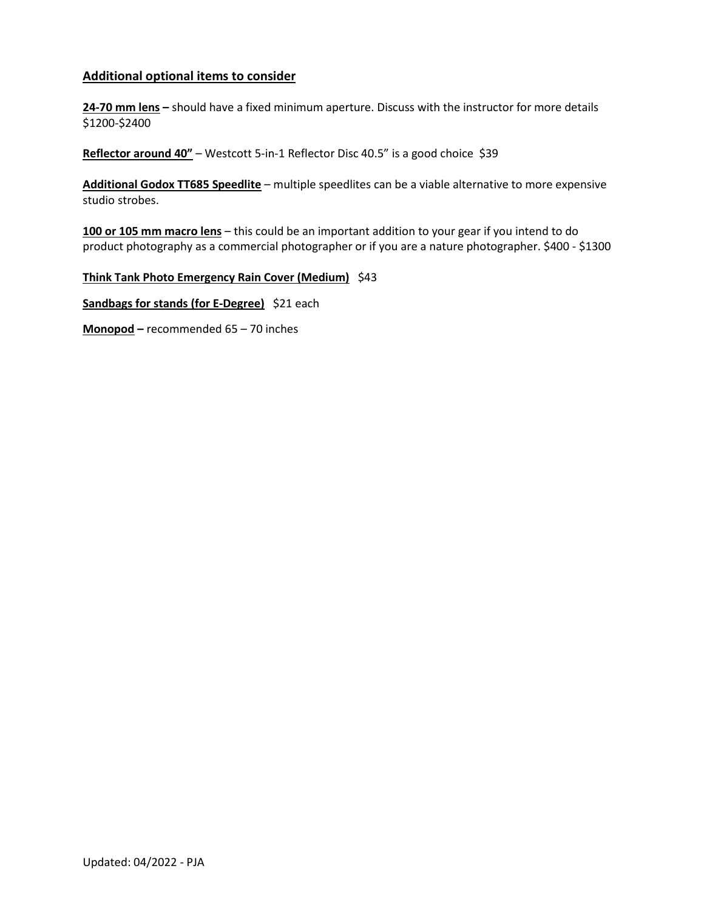## Additional optional items to consider

**24-70 mm lens –** should have a fixed minimum aperture. Discuss with the instructor for more details $1200-$2400

**Reflector around 40"** – Westcott 5-in-1 Reflector Disc 40.5" is a good choice $39

**Additional Godox TT685 Speedlite** – multiple speedlites can be a viable alternative to more expensive studio strobes.

**100 or 105 mm macro lens** – this could be an important addition to your gear if you intend to do product photography as a commercial photographer or if you are a nature photographer. $400 - $1300

**Think Tank Photo Emergency Rain Cover (Medium)** $43

**Sandbags for stands (for E-Degree)** $21 each

**Monopod –** recommended 65 – 70 inches

Updated: 04/2022 - PJA